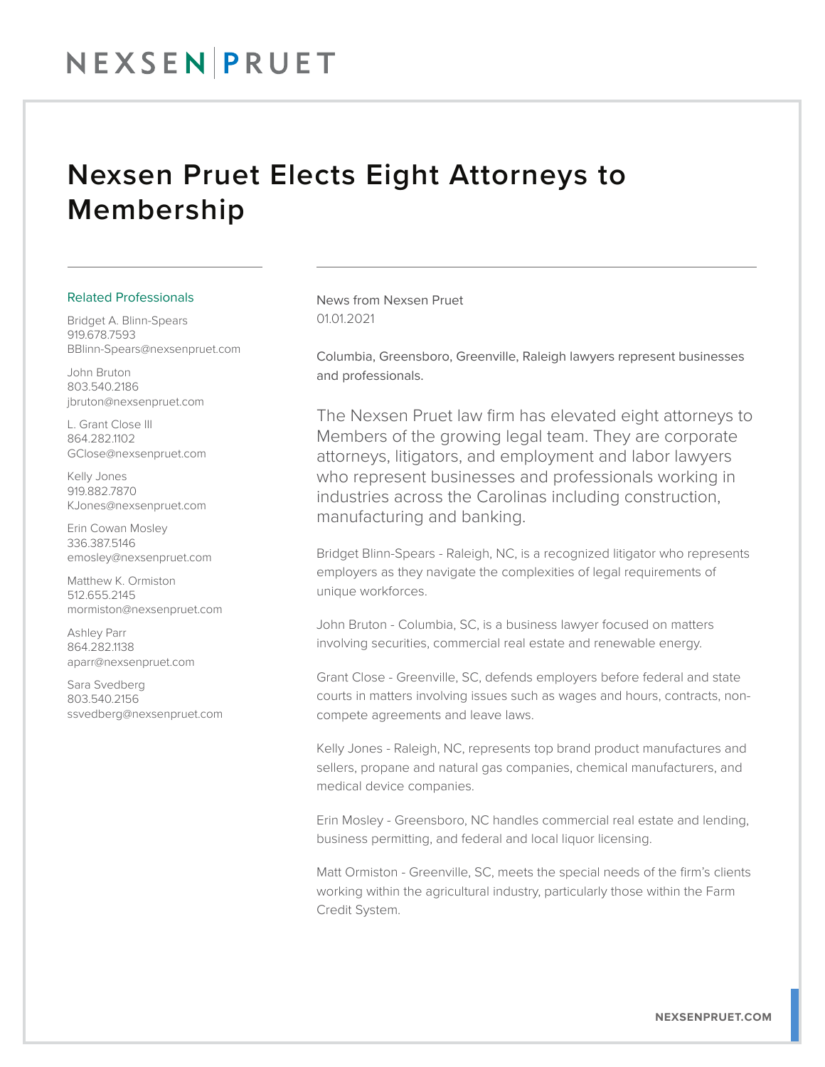# Nexsen Pruet Elects Eight Attorneys to Membership

## Related Professionals

Bridget A. Blinn-Spears
919.678.7593
BBlinn-Spears@nexsenpruet.com

John Bruton
803.540.2186
jbruton@nexsenpruet.com

L. Grant Close III
864.282.1102
GClose@nexsenpruet.com

Kelly Jones
919.882.7870
KJones@nexsenpruet.com

Erin Cowan Mosley
336.387.5146
emosley@nexsenpruet.com

Matthew K. Ormiston
512.655.2145
mormiston@nexsenpruet.com

Ashley Parr
864.282.1138
aparr@nexsenpruet.com

Sara Svedberg
803.540.2156
ssvedberg@nexsenpruet.com

News from Nexsen Pruet
01.01.2021

Columbia, Greensboro, Greenville, Raleigh lawyers represent businesses and professionals.

The Nexsen Pruet law firm has elevated eight attorneys to Members of the growing legal team. They are corporate attorneys, litigators, and employment and labor lawyers who represent businesses and professionals working in industries across the Carolinas including construction, manufacturing and banking.

Bridget Blinn-Spears - Raleigh, NC, is a recognized litigator who represents employers as they navigate the complexities of legal requirements of unique workforces.

John Bruton - Columbia, SC, is a business lawyer focused on matters involving securities, commercial real estate and renewable energy.

Grant Close - Greenville, SC, defends employers before federal and state courts in matters involving issues such as wages and hours, contracts, non-compete agreements and leave laws.

Kelly Jones - Raleigh, NC, represents top brand product manufactures and sellers, propane and natural gas companies, chemical manufacturers, and medical device companies.

Erin Mosley - Greensboro, NC handles commercial real estate and lending, business permitting, and federal and local liquor licensing.

Matt Ormiston - Greenville, SC, meets the special needs of the firm's clients working within the agricultural industry, particularly those within the Farm Credit System.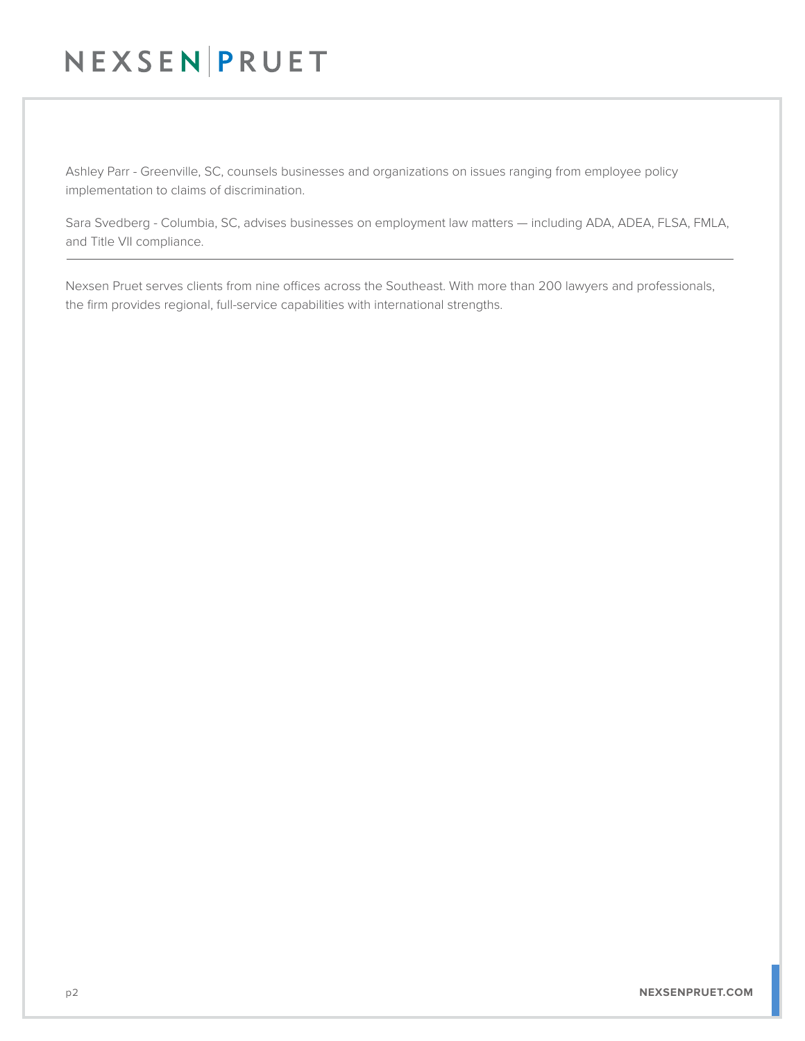Ashley Parr - Greenville, SC, counsels businesses and organizations on issues ranging from employee policy implementation to claims of discrimination.

Sara Svedberg - Columbia, SC, advises businesses on employment law matters — including ADA, ADEA, FLSA, FMLA, and Title VII compliance.

---

Nexsen Pruet serves clients from nine offices across the Southeast. With more than 200 lawyers and professionals, the firm provides regional, full-service capabilities with international strengths.